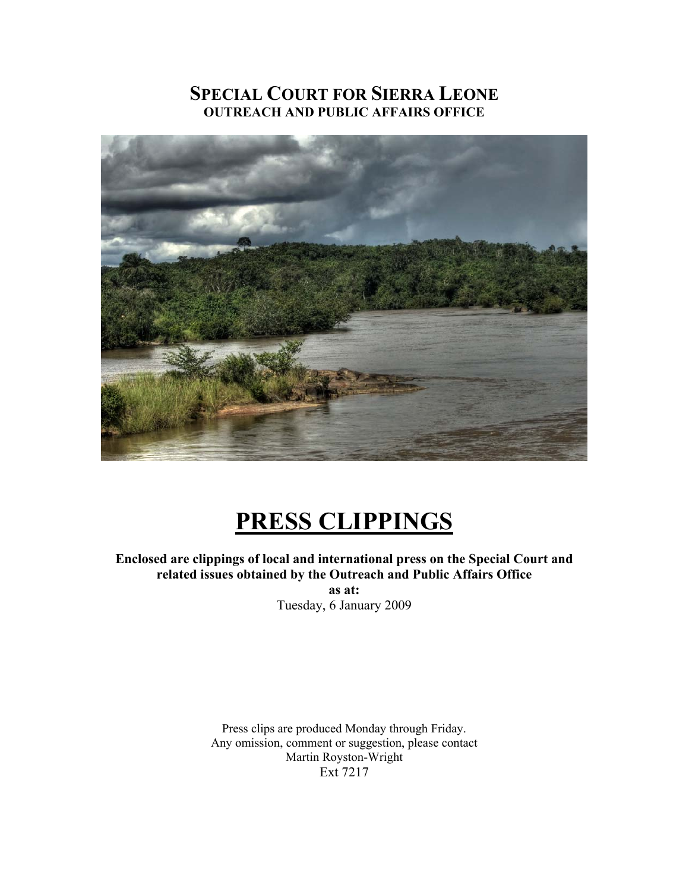# SPECIAL COURT FOR SIERRA LEONE

**OUTREACH AND PUBLIC AFFAIRS OFFICE**

# PRESS CLIPPINGS

**Enclosed are clippings of local and international press on the Special Court and related issues obtained by the Outreach and Public Affairs Office**

**as at:**

Tuesday, 6 January 2009

Press clips are produced Monday through Friday.
Any omission, comment or suggestion, please contact
Martin Royston-Wright
Ext 7217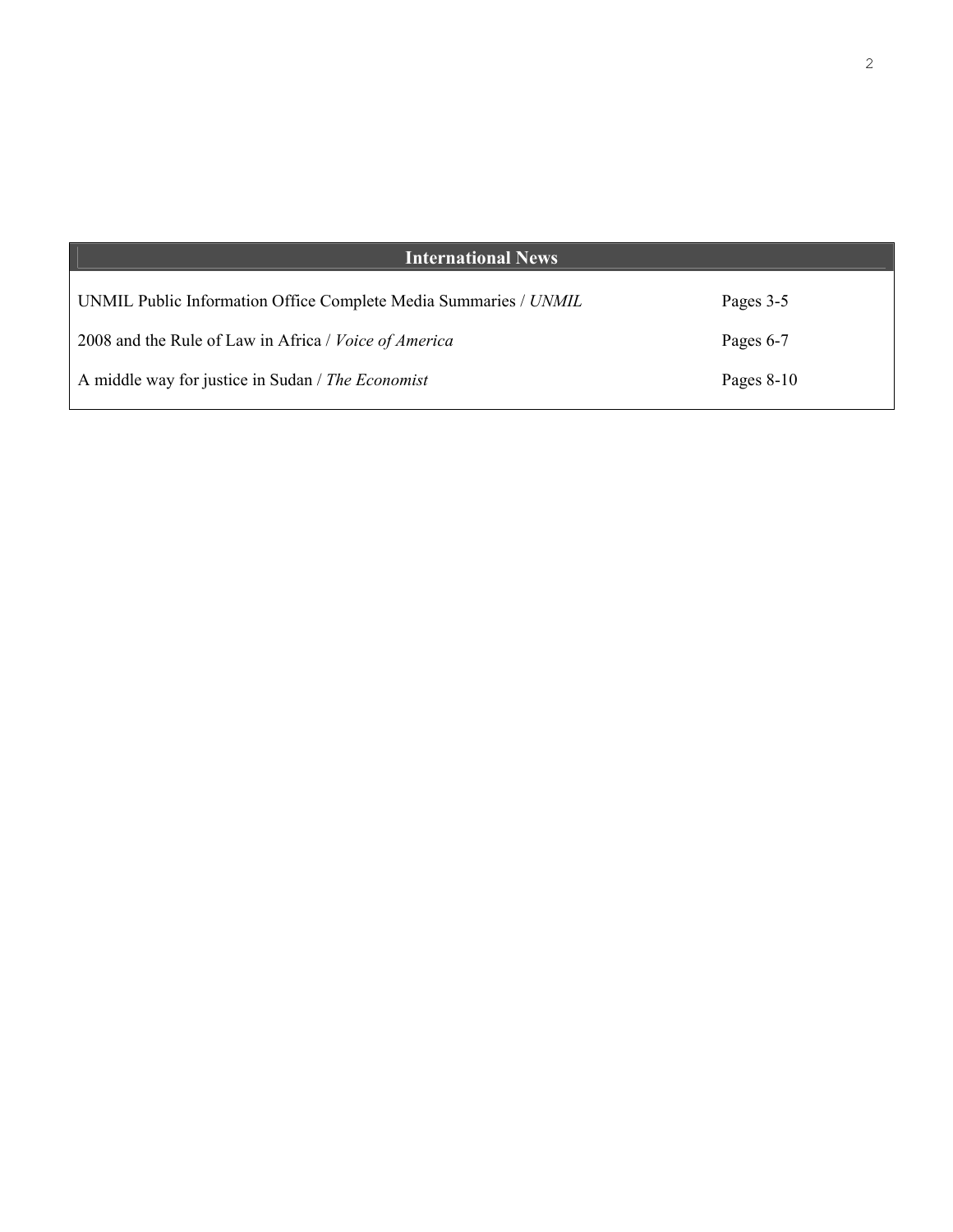## International News

| | |
|---|---|
| UNMIL Public Information Office Complete Media Summaries / *UNMIL* | Pages 3-5 |
| 2008 and the Rule of Law in Africa / *Voice of America* | Pages 6-7 |
| A middle way for justice in Sudan / *The Economist* | Pages 8-10 |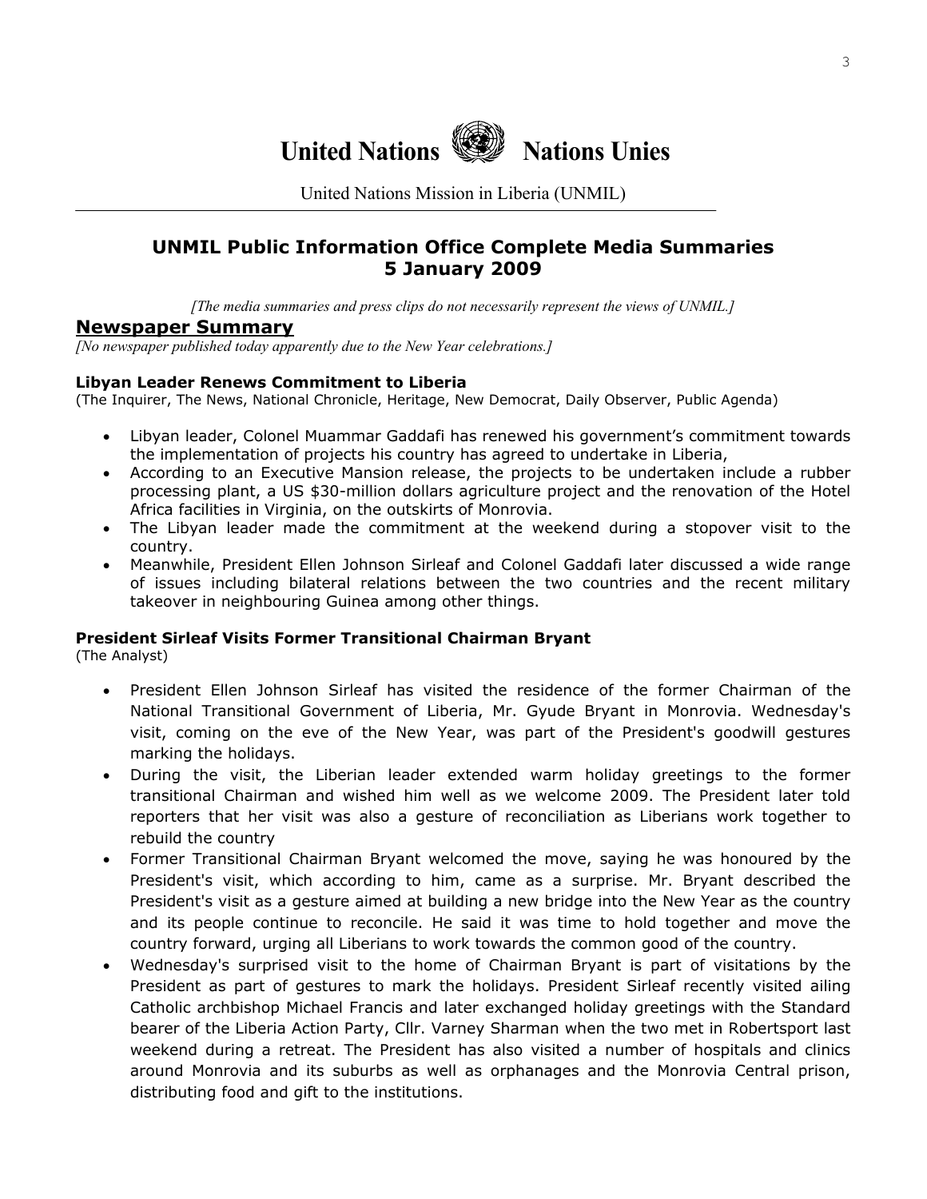# United Nations Nations Unies

United Nations Mission in Liberia (UNMIL)

## UNMIL Public Information Office Complete Media Summaries
## 5 January 2009

*[The media summaries and press clips do not necessarily represent the views of UNMIL.]*

## Newspaper Summary

*[No newspaper published today apparently due to the New Year celebrations.]*

**Libyan Leader Renews Commitment to Liberia**
(The Inquirer, The News, National Chronicle, Heritage, New Democrat, Daily Observer, Public Agenda)

- Libyan leader, Colonel Muammar Gaddafi has renewed his government's commitment towards the implementation of projects his country has agreed to undertake in Liberia,
- According to an Executive Mansion release, the projects to be undertaken include a rubber processing plant, a US $30-million dollars agriculture project and the renovation of the Hotel Africa facilities in Virginia, on the outskirts of Monrovia.
- The Libyan leader made the commitment at the weekend during a stopover visit to the country.
- Meanwhile, President Ellen Johnson Sirleaf and Colonel Gaddafi later discussed a wide range of issues including bilateral relations between the two countries and the recent military takeover in neighbouring Guinea among other things.

**President Sirleaf Visits Former Transitional Chairman Bryant**
(The Analyst)

- President Ellen Johnson Sirleaf has visited the residence of the former Chairman of the National Transitional Government of Liberia, Mr. Gyude Bryant in Monrovia. Wednesday's visit, coming on the eve of the New Year, was part of the President's goodwill gestures marking the holidays.
- During the visit, the Liberian leader extended warm holiday greetings to the former transitional Chairman and wished him well as we welcome 2009. The President later told reporters that her visit was also a gesture of reconciliation as Liberians work together to rebuild the country
- Former Transitional Chairman Bryant welcomed the move, saying he was honoured by the President's visit, which according to him, came as a surprise. Mr. Bryant described the President's visit as a gesture aimed at building a new bridge into the New Year as the country and its people continue to reconcile. He said it was time to hold together and move the country forward, urging all Liberians to work towards the common good of the country.
- Wednesday's surprised visit to the home of Chairman Bryant is part of visitations by the President as part of gestures to mark the holidays. President Sirleaf recently visited ailing Catholic archbishop Michael Francis and later exchanged holiday greetings with the Standard bearer of the Liberia Action Party, Cllr. Varney Sharman when the two met in Robertsport last weekend during a retreat. The President has also visited a number of hospitals and clinics around Monrovia and its suburbs as well as orphanages and the Monrovia Central prison, distributing food and gift to the institutions.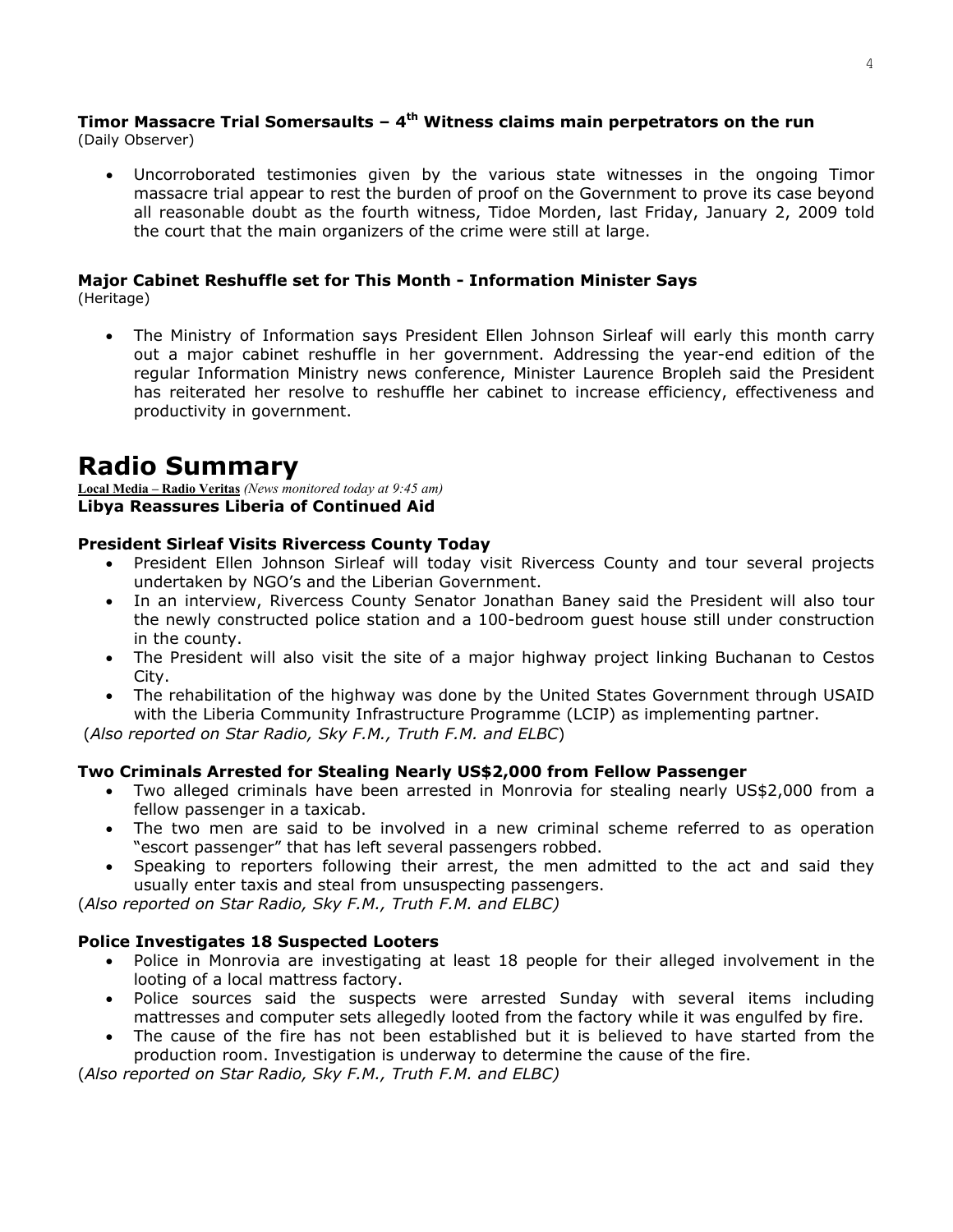**Timor Massacre Trial Somersaults – 4th Witness claims main perpetrators on the run**
(Daily Observer)

- Uncorroborated testimonies given by the various state witnesses in the ongoing Timor massacre trial appear to rest the burden of proof on the Government to prove its case beyond all reasonable doubt as the fourth witness, Tidoe Morden, last Friday, January 2, 2009 told the court that the main organizers of the crime were still at large.

**Major Cabinet Reshuffle set for This Month - Information Minister Says**
(Heritage)

- The Ministry of Information says President Ellen Johnson Sirleaf will early this month carry out a major cabinet reshuffle in her government. Addressing the year-end edition of the regular Information Ministry news conference, Minister Laurence Bropleh said the President has reiterated her resolve to reshuffle her cabinet to increase efficiency, effectiveness and productivity in government.

# Radio Summary

**Local Media – Radio Veritas** *(News monitored today at 9:45 am)*

**Libya Reassures Liberia of Continued Aid**

**President Sirleaf Visits Rivercess County Today**

- President Ellen Johnson Sirleaf will today visit Rivercess County and tour several projects undertaken by NGO's and the Liberian Government.
- In an interview, Rivercess County Senator Jonathan Baney said the President will also tour the newly constructed police station and a 100-bedroom guest house still under construction in the county.
- The President will also visit the site of a major highway project linking Buchanan to Cestos City.
- The rehabilitation of the highway was done by the United States Government through USAID with the Liberia Community Infrastructure Programme (LCIP) as implementing partner.

(*Also reported on Star Radio, Sky F.M., Truth F.M. and ELBC*)

**Two Criminals Arrested for Stealing Nearly US$2,000 from Fellow Passenger**

- Two alleged criminals have been arrested in Monrovia for stealing nearly US$2,000 from a fellow passenger in a taxicab.
- The two men are said to be involved in a new criminal scheme referred to as operation "escort passenger" that has left several passengers robbed.
- Speaking to reporters following their arrest, the men admitted to the act and said they usually enter taxis and steal from unsuspecting passengers.

(*Also reported on Star Radio, Sky F.M., Truth F.M. and ELBC)*

**Police Investigates 18 Suspected Looters**

- Police in Monrovia are investigating at least 18 people for their alleged involvement in the looting of a local mattress factory.
- Police sources said the suspects were arrested Sunday with several items including mattresses and computer sets allegedly looted from the factory while it was engulfed by fire.
- The cause of the fire has not been established but it is believed to have started from the production room. Investigation is underway to determine the cause of the fire.

(*Also reported on Star Radio, Sky F.M., Truth F.M. and ELBC)*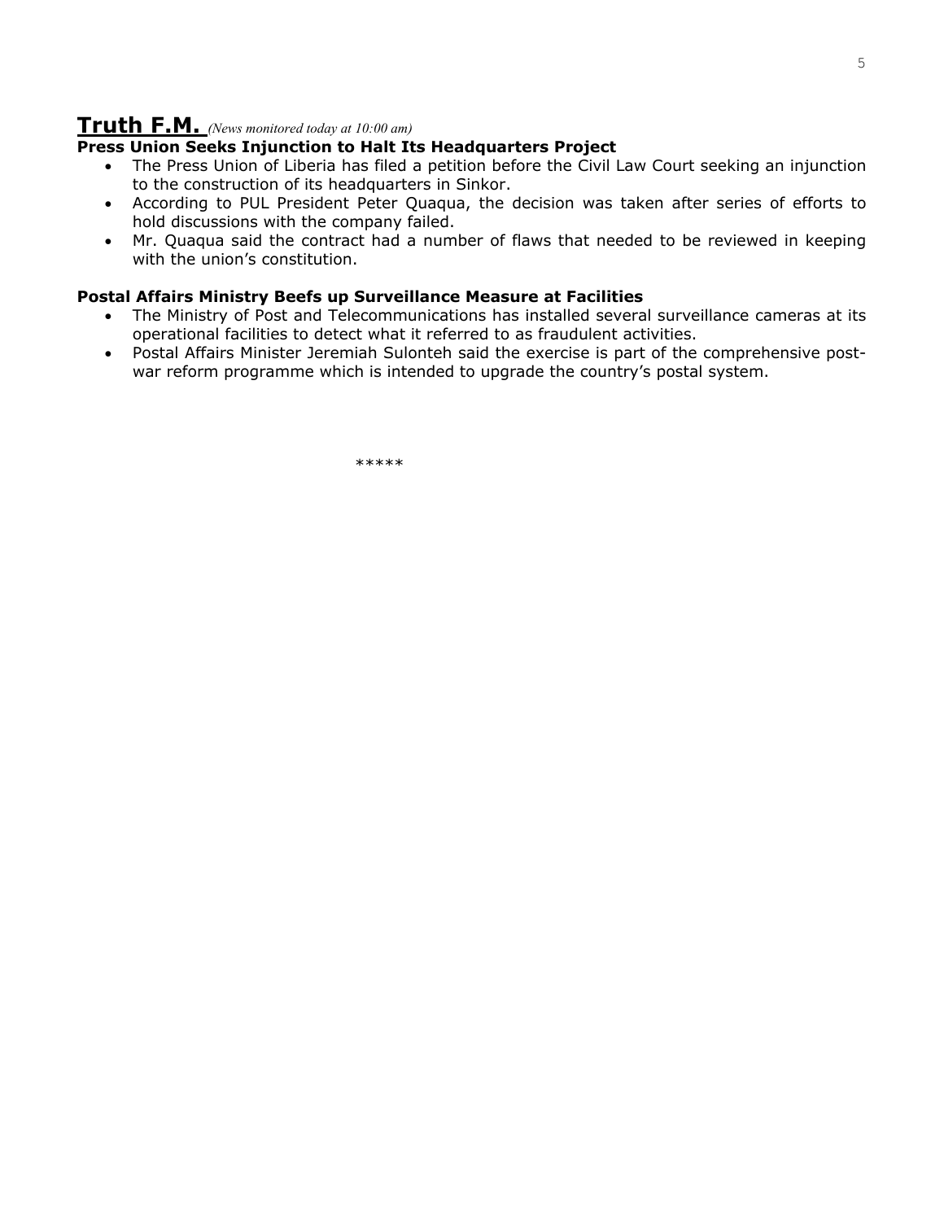## Truth F.M. *(News monitored today at 10:00 am)*

**Press Union Seeks Injunction to Halt Its Headquarters Project**

- The Press Union of Liberia has filed a petition before the Civil Law Court seeking an injunction to the construction of its headquarters in Sinkor.
- According to PUL President Peter Quaqua, the decision was taken after series of efforts to hold discussions with the company failed.
- Mr. Quaqua said the contract had a number of flaws that needed to be reviewed in keeping with the union's constitution.

**Postal Affairs Ministry Beefs up Surveillance Measure at Facilities**

- The Ministry of Post and Telecommunications has installed several surveillance cameras at its operational facilities to detect what it referred to as fraudulent activities.
- Postal Affairs Minister Jeremiah Sulonteh said the exercise is part of the comprehensive post-war reform programme which is intended to upgrade the country's postal system.

*****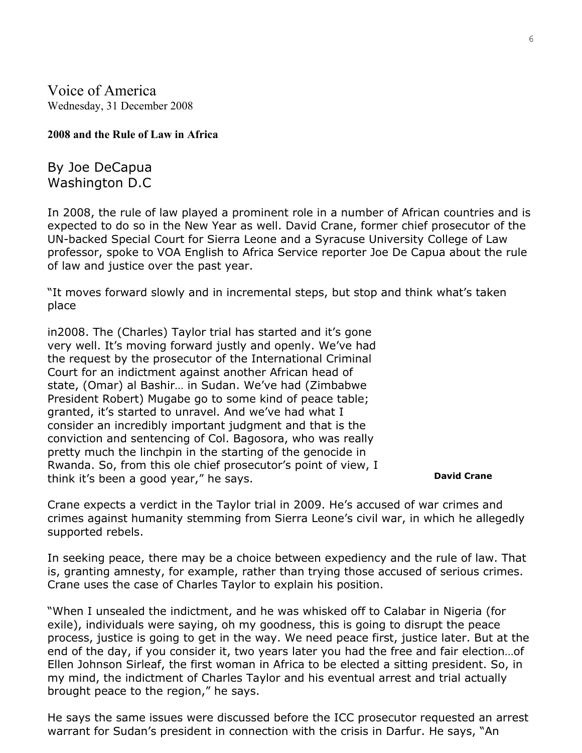Voice of America
Wednesday, 31 December 2008

**2008 and the Rule of Law in Africa**

By Joe DeCapua
Washington D.C

In 2008, the rule of law played a prominent role in a number of African countries and is expected to do so in the New Year as well. David Crane, former chief prosecutor of the UN-backed Special Court for Sierra Leone and a Syracuse University College of Law professor, spoke to VOA English to Africa Service reporter Joe De Capua about the rule of law and justice over the past year.

"It moves forward slowly and in incremental steps, but stop and think what's taken place in2008. The (Charles) Taylor trial has started and it's gone very well. It's moving forward justly and openly. We've had the request by the prosecutor of the International Criminal Court for an indictment against another African head of state, (Omar) al Bashir… in Sudan. We've had (Zimbabwe President Robert) Mugabe go to some kind of peace table; granted, it's started to unravel. And we've had what I consider an incredibly important judgment and that is the conviction and sentencing of Col. Bagosora, who was really pretty much the linchpin in the starting of the genocide in Rwanda. So, from this ole chief prosecutor's point of view, I think it's been a good year," he says.

**David Crane**

Crane expects a verdict in the Taylor trial in 2009. He's accused of war crimes and crimes against humanity stemming from Sierra Leone's civil war, in which he allegedly supported rebels.

In seeking peace, there may be a choice between expediency and the rule of law. That is, granting amnesty, for example, rather than trying those accused of serious crimes. Crane uses the case of Charles Taylor to explain his position.

"When I unsealed the indictment, and he was whisked off to Calabar in Nigeria (for exile), individuals were saying, oh my goodness, this is going to disrupt the peace process, justice is going to get in the way. We need peace first, justice later. But at the end of the day, if you consider it, two years later you had the free and fair election…of Ellen Johnson Sirleaf, the first woman in Africa to be elected a sitting president. So, in my mind, the indictment of Charles Taylor and his eventual arrest and trial actually brought peace to the region," he says.

He says the same issues were discussed before the ICC prosecutor requested an arrest warrant for Sudan's president in connection with the crisis in Darfur. He says, "An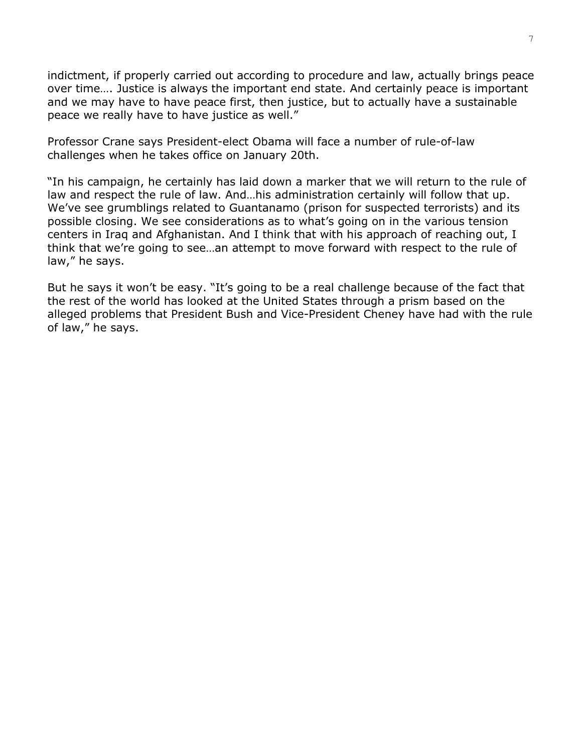indictment, if properly carried out according to procedure and law, actually brings peace over time…. Justice is always the important end state. And certainly peace is important and we may have to have peace first, then justice, but to actually have a sustainable peace we really have to have justice as well."

Professor Crane says President-elect Obama will face a number of rule-of-law challenges when he takes office on January 20th.

"In his campaign, he certainly has laid down a marker that we will return to the rule of law and respect the rule of law. And…his administration certainly will follow that up. We've see grumblings related to Guantanamo (prison for suspected terrorists) and its possible closing. We see considerations as to what's going on in the various tension centers in Iraq and Afghanistan. And I think that with his approach of reaching out, I think that we're going to see…an attempt to move forward with respect to the rule of law," he says.

But he says it won't be easy. "It's going to be a real challenge because of the fact that the rest of the world has looked at the United States through a prism based on the alleged problems that President Bush and Vice-President Cheney have had with the rule of law," he says.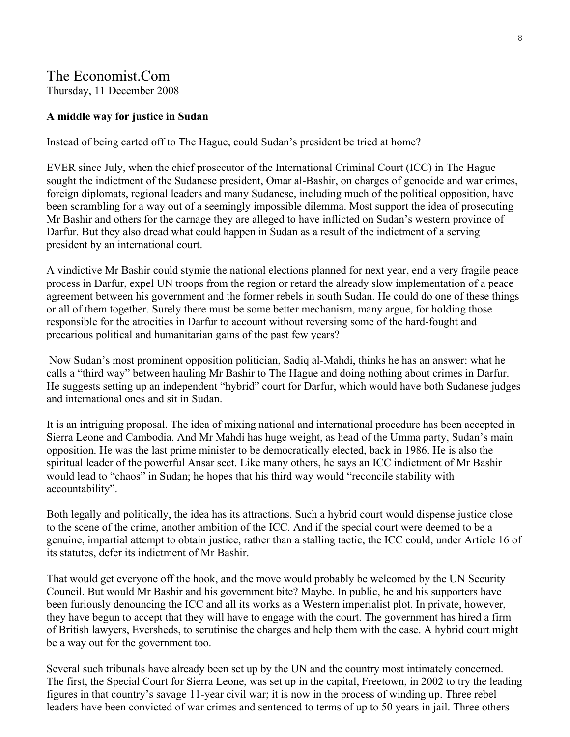# The Economist.Com

Thursday, 11 December 2008

**A middle way for justice in Sudan**

Instead of being carted off to The Hague, could Sudan's president be tried at home?

EVER since July, when the chief prosecutor of the International Criminal Court (ICC) in The Hague sought the indictment of the Sudanese president, Omar al-Bashir, on charges of genocide and war crimes, foreign diplomats, regional leaders and many Sudanese, including much of the political opposition, have been scrambling for a way out of a seemingly impossible dilemma. Most support the idea of prosecuting Mr Bashir and others for the carnage they are alleged to have inflicted on Sudan's western province of Darfur. But they also dread what could happen in Sudan as a result of the indictment of a serving president by an international court.

A vindictive Mr Bashir could stymie the national elections planned for next year, end a very fragile peace process in Darfur, expel UN troops from the region or retard the already slow implementation of a peace agreement between his government and the former rebels in south Sudan. He could do one of these things or all of them together. Surely there must be some better mechanism, many argue, for holding those responsible for the atrocities in Darfur to account without reversing some of the hard-fought and precarious political and humanitarian gains of the past few years?

Now Sudan's most prominent opposition politician, Sadiq al-Mahdi, thinks he has an answer: what he calls a "third way" between hauling Mr Bashir to The Hague and doing nothing about crimes in Darfur. He suggests setting up an independent "hybrid" court for Darfur, which would have both Sudanese judges and international ones and sit in Sudan.

It is an intriguing proposal. The idea of mixing national and international procedure has been accepted in Sierra Leone and Cambodia. And Mr Mahdi has huge weight, as head of the Umma party, Sudan's main opposition. He was the last prime minister to be democratically elected, back in 1986. He is also the spiritual leader of the powerful Ansar sect. Like many others, he says an ICC indictment of Mr Bashir would lead to "chaos" in Sudan; he hopes that his third way would "reconcile stability with accountability".

Both legally and politically, the idea has its attractions. Such a hybrid court would dispense justice close to the scene of the crime, another ambition of the ICC. And if the special court were deemed to be a genuine, impartial attempt to obtain justice, rather than a stalling tactic, the ICC could, under Article 16 of its statutes, defer its indictment of Mr Bashir.

That would get everyone off the hook, and the move would probably be welcomed by the UN Security Council. But would Mr Bashir and his government bite? Maybe. In public, he and his supporters have been furiously denouncing the ICC and all its works as a Western imperialist plot. In private, however, they have begun to accept that they will have to engage with the court. The government has hired a firm of British lawyers, Eversheds, to scrutinise the charges and help them with the case. A hybrid court might be a way out for the government too.

Several such tribunals have already been set up by the UN and the country most intimately concerned. The first, the Special Court for Sierra Leone, was set up in the capital, Freetown, in 2002 to try the leading figures in that country's savage 11-year civil war; it is now in the process of winding up. Three rebel leaders have been convicted of war crimes and sentenced to terms of up to 50 years in jail. Three others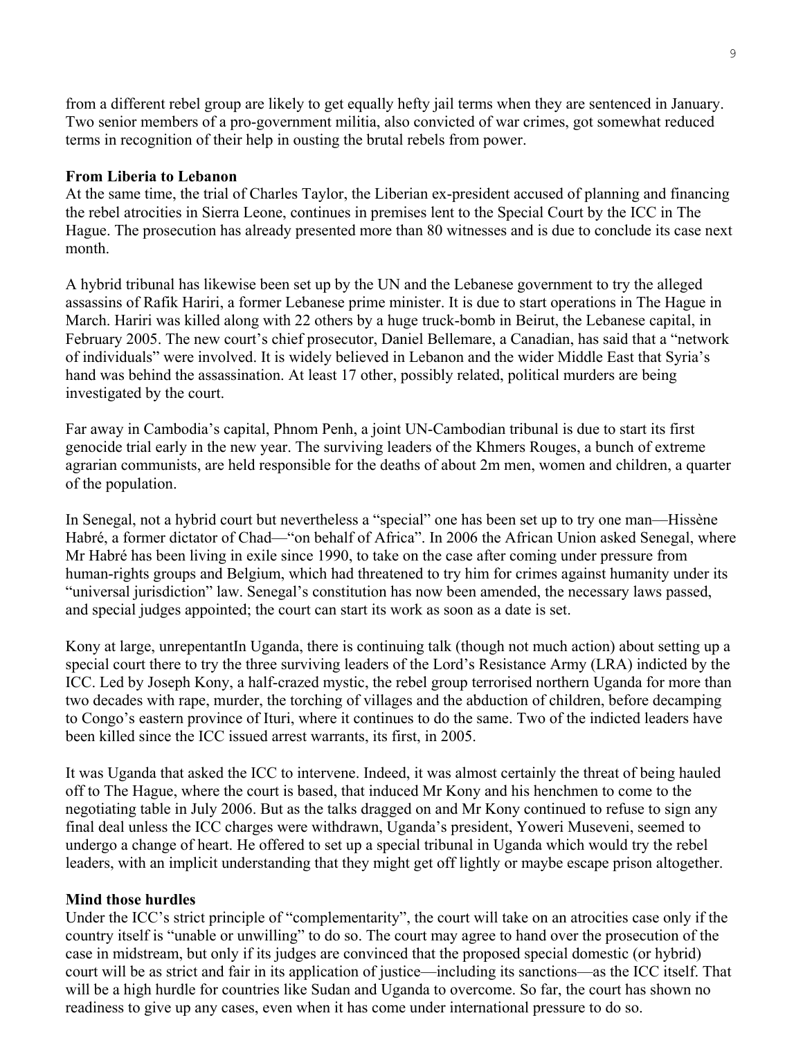from a different rebel group are likely to get equally hefty jail terms when they are sentenced in January. Two senior members of a pro-government militia, also convicted of war crimes, got somewhat reduced terms in recognition of their help in ousting the brutal rebels from power.

**From Liberia to Lebanon**

At the same time, the trial of Charles Taylor, the Liberian ex-president accused of planning and financing the rebel atrocities in Sierra Leone, continues in premises lent to the Special Court by the ICC in The Hague. The prosecution has already presented more than 80 witnesses and is due to conclude its case next month.

A hybrid tribunal has likewise been set up by the UN and the Lebanese government to try the alleged assassins of Rafik Hariri, a former Lebanese prime minister. It is due to start operations in The Hague in March. Hariri was killed along with 22 others by a huge truck-bomb in Beirut, the Lebanese capital, in February 2005. The new court's chief prosecutor, Daniel Bellemare, a Canadian, has said that a "network of individuals" were involved. It is widely believed in Lebanon and the wider Middle East that Syria's hand was behind the assassination. At least 17 other, possibly related, political murders are being investigated by the court.

Far away in Cambodia's capital, Phnom Penh, a joint UN-Cambodian tribunal is due to start its first genocide trial early in the new year. The surviving leaders of the Khmers Rouges, a bunch of extreme agrarian communists, are held responsible for the deaths of about 2m men, women and children, a quarter of the population.

In Senegal, not a hybrid court but nevertheless a "special" one has been set up to try one man—Hissène Habré, a former dictator of Chad—"on behalf of Africa". In 2006 the African Union asked Senegal, where Mr Habré has been living in exile since 1990, to take on the case after coming under pressure from human-rights groups and Belgium, which had threatened to try him for crimes against humanity under its "universal jurisdiction" law. Senegal's constitution has now been amended, the necessary laws passed, and special judges appointed; the court can start its work as soon as a date is set.

Kony at large, unrepentantIn Uganda, there is continuing talk (though not much action) about setting up a special court there to try the three surviving leaders of the Lord's Resistance Army (LRA) indicted by the ICC. Led by Joseph Kony, a half-crazed mystic, the rebel group terrorised northern Uganda for more than two decades with rape, murder, the torching of villages and the abduction of children, before decamping to Congo's eastern province of Ituri, where it continues to do the same. Two of the indicted leaders have been killed since the ICC issued arrest warrants, its first, in 2005.

It was Uganda that asked the ICC to intervene. Indeed, it was almost certainly the threat of being hauled off to The Hague, where the court is based, that induced Mr Kony and his henchmen to come to the negotiating table in July 2006. But as the talks dragged on and Mr Kony continued to refuse to sign any final deal unless the ICC charges were withdrawn, Uganda's president, Yoweri Museveni, seemed to undergo a change of heart. He offered to set up a special tribunal in Uganda which would try the rebel leaders, with an implicit understanding that they might get off lightly or maybe escape prison altogether.

**Mind those hurdles**

Under the ICC's strict principle of "complementarity", the court will take on an atrocities case only if the country itself is "unable or unwilling" to do so. The court may agree to hand over the prosecution of the case in midstream, but only if its judges are convinced that the proposed special domestic (or hybrid) court will be as strict and fair in its application of justice—including its sanctions—as the ICC itself. That will be a high hurdle for countries like Sudan and Uganda to overcome. So far, the court has shown no readiness to give up any cases, even when it has come under international pressure to do so.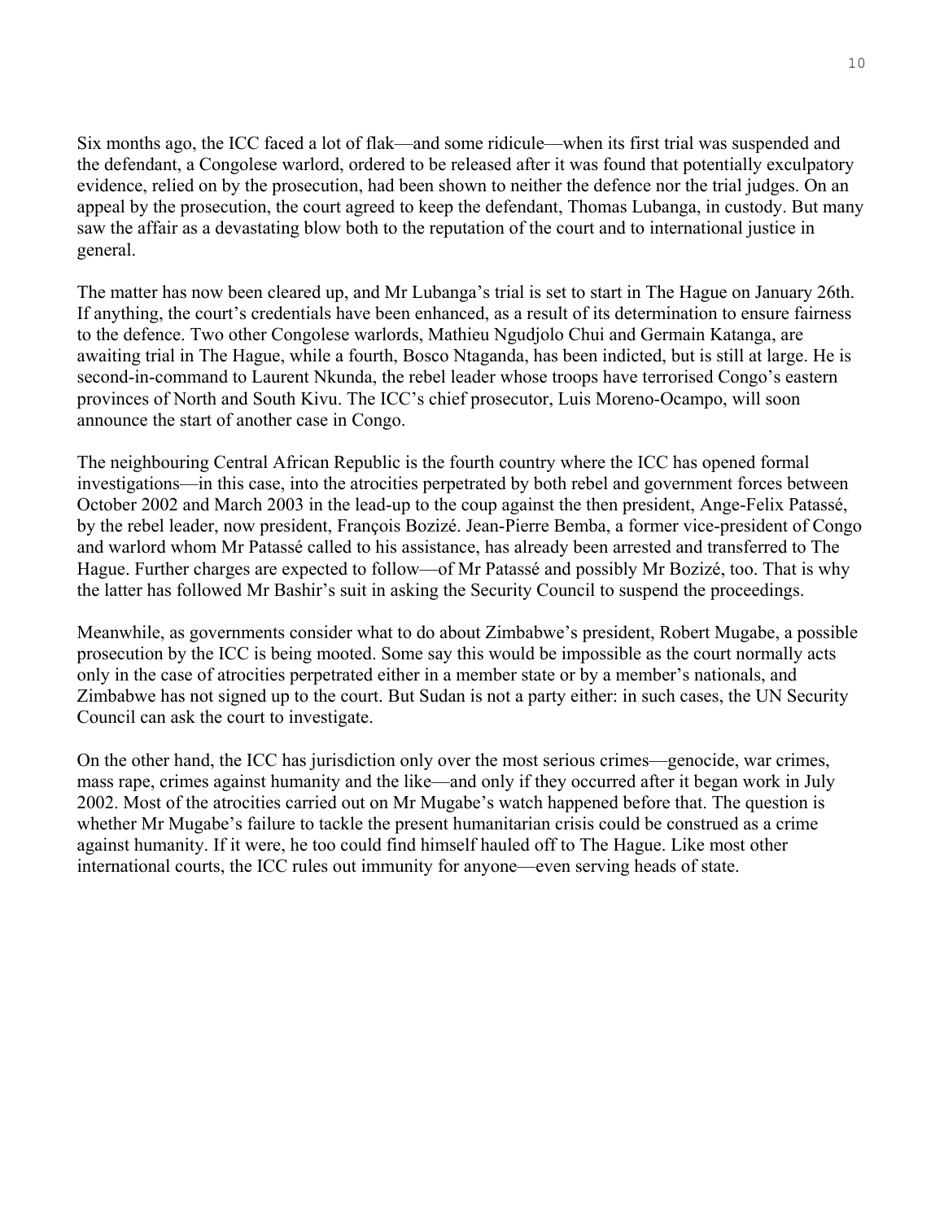Six months ago, the ICC faced a lot of flak—and some ridicule—when its first trial was suspended and the defendant, a Congolese warlord, ordered to be released after it was found that potentially exculpatory evidence, relied on by the prosecution, had been shown to neither the defence nor the trial judges. On an appeal by the prosecution, the court agreed to keep the defendant, Thomas Lubanga, in custody. But many saw the affair as a devastating blow both to the reputation of the court and to international justice in general.

The matter has now been cleared up, and Mr Lubanga's trial is set to start in The Hague on January 26th. If anything, the court's credentials have been enhanced, as a result of its determination to ensure fairness to the defence. Two other Congolese warlords, Mathieu Ngudjolo Chui and Germain Katanga, are awaiting trial in The Hague, while a fourth, Bosco Ntaganda, has been indicted, but is still at large. He is second-in-command to Laurent Nkunda, the rebel leader whose troops have terrorised Congo's eastern provinces of North and South Kivu. The ICC's chief prosecutor, Luis Moreno-Ocampo, will soon announce the start of another case in Congo.

The neighbouring Central African Republic is the fourth country where the ICC has opened formal investigations—in this case, into the atrocities perpetrated by both rebel and government forces between October 2002 and March 2003 in the lead-up to the coup against the then president, Ange-Felix Patassé, by the rebel leader, now president, François Bozizé. Jean-Pierre Bemba, a former vice-president of Congo and warlord whom Mr Patassé called to his assistance, has already been arrested and transferred to The Hague. Further charges are expected to follow—of Mr Patassé and possibly Mr Bozizé, too. That is why the latter has followed Mr Bashir's suit in asking the Security Council to suspend the proceedings.

Meanwhile, as governments consider what to do about Zimbabwe's president, Robert Mugabe, a possible prosecution by the ICC is being mooted. Some say this would be impossible as the court normally acts only in the case of atrocities perpetrated either in a member state or by a member's nationals, and Zimbabwe has not signed up to the court. But Sudan is not a party either: in such cases, the UN Security Council can ask the court to investigate.

On the other hand, the ICC has jurisdiction only over the most serious crimes—genocide, war crimes, mass rape, crimes against humanity and the like—and only if they occurred after it began work in July 2002. Most of the atrocities carried out on Mr Mugabe's watch happened before that. The question is whether Mr Mugabe's failure to tackle the present humanitarian crisis could be construed as a crime against humanity. If it were, he too could find himself hauled off to The Hague. Like most other international courts, the ICC rules out immunity for anyone—even serving heads of state.